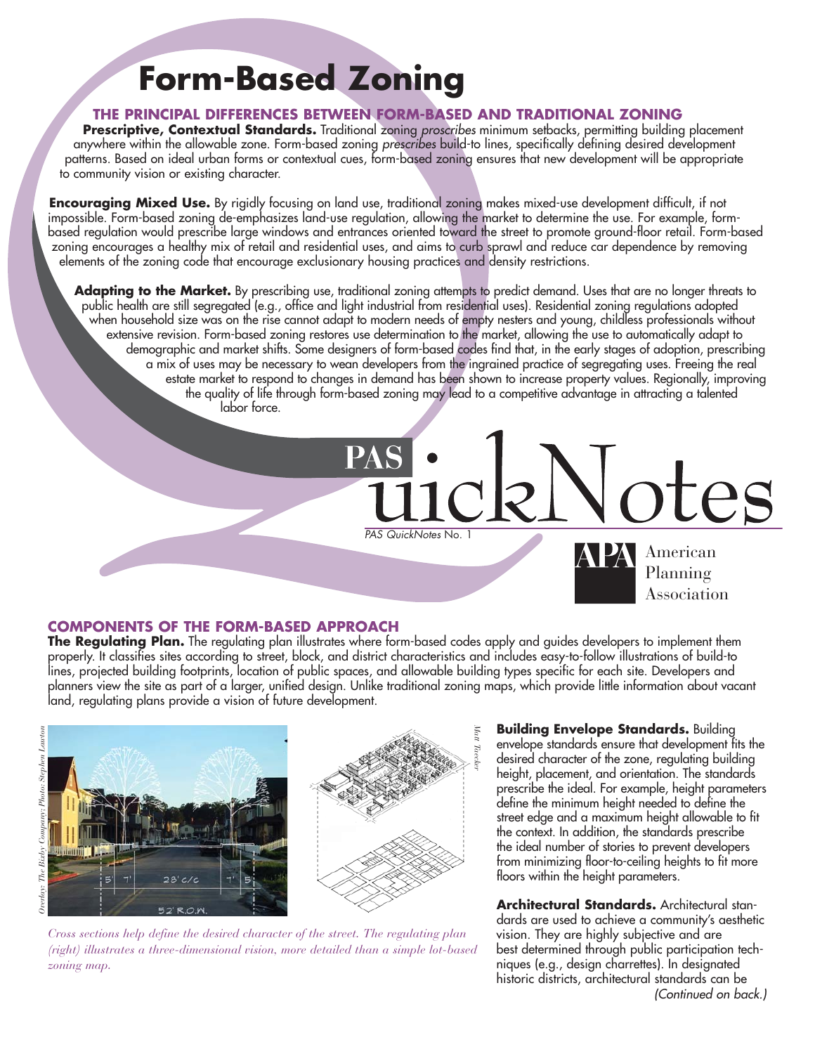# Form-Based Zoning

## THE PRINCIPAL DIFFERENCES BETWEEN FORM-BASED AND TRADITIONAL ZONING

**Prescriptive, Contextual Standards.** Traditional zoning *proscribes* minimum setbacks, permitting building placement anywhere within the allowable zone. Form-based zoning *prescribes* build-to lines, specifically defining desired development patterns. Based on ideal urban forms or contextual cues, form-based zoning ensures that new development will be appropriate to community vision or existing character.

**Encouraging Mixed Use.** By rigidly focusing on land use, traditional zoning makes mixed-use development difficult, if not impossible. Form-based zoning de-emphasizes land-use regulation, allowing the market to determine the use. For example, form-based regulation would prescribe large windows and entrances oriented toward the street to promote ground-floor retail. Form-based zoning encourages a healthy mix of retail and residential uses, and aims to curb sprawl and reduce car dependence by removing elements of the zoning code that encourage exclusionary housing practices and density restrictions.

**Adapting to the Market.** By prescribing use, traditional zoning attempts to predict demand. Uses that are no longer threats to public health are still segregated (e.g., office and light industrial from residential uses). Residential zoning regulations adopted when household size was on the rise cannot adapt to modern needs of empty nesters and young, childless professionals without extensive revision. Form-based zoning restores use determination to the market, allowing the use to automatically adapt to demographic and market shifts. Some designers of form-based codes find that, in the early stages of adoption, prescribing a mix of uses may be necessary to wean developers from the ingrained practice of segregating uses. Freeing the real estate market to respond to changes in demand has been shown to increase property values. Regionally, improving the quality of life through form-based zoning may lead to a competitive advantage in attracting a talented labor force.

PAS QuickNotes

*PAS QuickNotes* No. 1

APA American Planning Association

## COMPONENTS OF THE FORM-BASED APPROACH

**The Regulating Plan.** The regulating plan illustrates where form-based codes apply and guides developers to implement them properly. It classifies sites according to street, block, and district characteristics and includes easy-to-follow illustrations of build-to lines, projected building footprints, location of public spaces, and allowable building types specific for each site. Developers and planners view the site as part of a larger, unified design. Unlike traditional zoning maps, which provide little information about vacant land, regulating plans provide a vision of future development.

*Overlay: The Bixby Company; Photo: Stephen Lawton*

5' 7' 28' c/c 7' 5'

52' R.O.W.

*Matt Tuecker*

*Cross sections help define the desired character of the street. The regulating plan (right) illustrates a three-dimensional vision, more detailed than a simple lot-based zoning map.*

**Building Envelope Standards.** Building envelope standards ensure that development fits the desired character of the zone, regulating building height, placement, and orientation. The standards prescribe the ideal. For example, height parameters define the minimum height needed to define the street edge and a maximum height allowable to fit the context. In addition, the standards prescribe the ideal number of stories to prevent developers from minimizing floor-to-ceiling heights to fit more floors within the height parameters.

**Architectural Standards.** Architectural standards are used to achieve a community's aesthetic vision. They are highly subjective and are best determined through public participation techniques (e.g., design charrettes). In designated historic districts, architectural standards can be

*(Continued on back.)*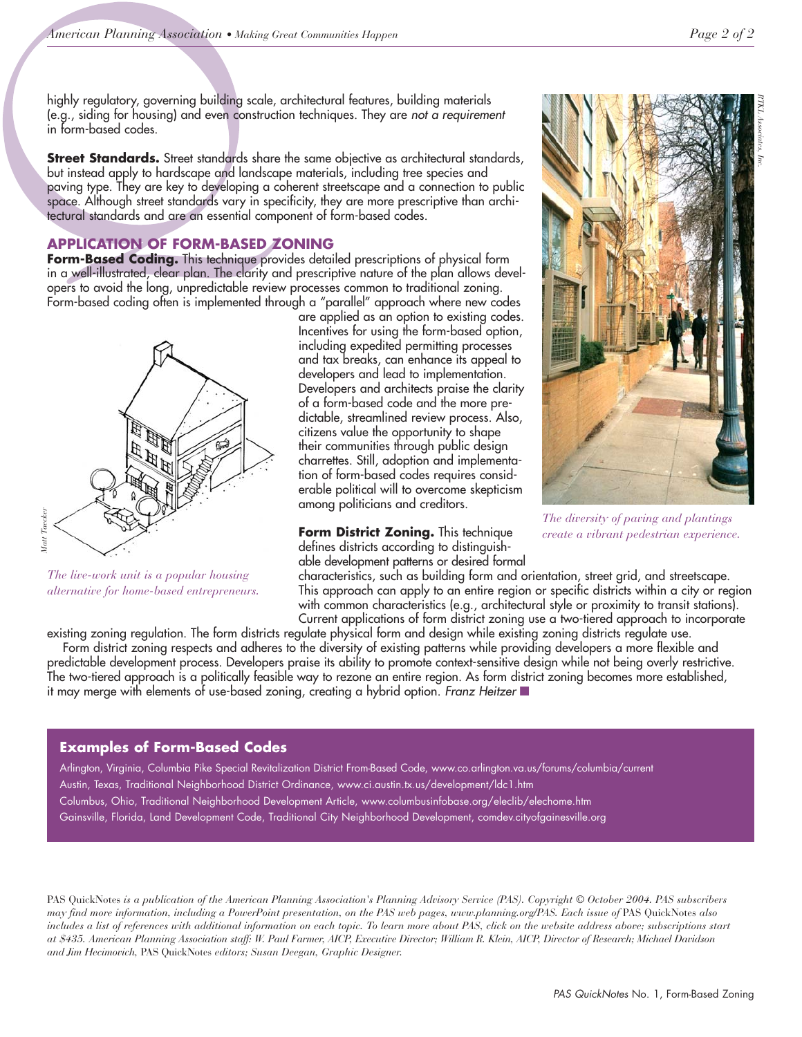highly regulatory, governing building scale, architectural features, building materials (e.g., siding for housing) and even construction techniques. They are *not a requirement* in form-based codes.

**Street Standards.** Street standards share the same objective as architectural standards, but instead apply to hardscape and landscape materials, including tree species and paving type. They are key to developing a coherent streetscape and a connection to public space. Although street standards vary in specificity, they are more prescriptive than architectural standards and are an essential component of form-based codes.

## APPLICATION OF FORM-BASED ZONING

**Form-Based Coding.** This technique provides detailed prescriptions of physical form in a well-illustrated, clear plan. The clarity and prescriptive nature of the plan allows developers to avoid the long, unpredictable review processes common to traditional zoning. Form-based coding often is implemented through a "parallel" approach where new codes are applied as an option to existing codes. Incentives for using the form-based option, including expedited permitting processes and tax breaks, can enhance its appeal to developers and lead to implementation. Developers and architects praise the clarity of a form-based code and the more predictable, streamlined review process. Also, citizens value the opportunity to shape their communities through public design charrettes. Still, adoption and implementation of form-based codes requires considerable political will to overcome skepticism among politicians and creditors.

*The live-work unit is a popular housing alternative for home-based entrepreneurs.*

*The diversity of paving and plantings create a vibrant pedestrian experience.*

**Form District Zoning.** This technique defines districts according to distinguishable development patterns or desired formal characteristics, such as building form and orientation, street grid, and streetscape. This approach can apply to an entire region or specific districts within a city or region with common characteristics (e.g., architectural style or proximity to transit stations). Current applications of form district zoning use a two-tiered approach to incorporate existing zoning regulation. The form districts regulate physical form and design while existing zoning districts regulate use.

Form district zoning respects and adheres to the diversity of existing patterns while providing developers a more flexible and predictable development process. Developers praise its ability to promote context-sensitive design while not being overly restrictive. The two-tiered approach is a politically feasible way to rezone an entire region. As form district zoning becomes more established, it may merge with elements of use-based zoning, creating a hybrid option. *Franz Heitzer*

### Examples of Form-Based Codes

Arlington, Virginia, Columbia Pike Special Revitalization District From-Based Code, www.co.arlington.va.us/forums/columbia/current

Austin, Texas, Traditional Neighborhood District Ordinance, www.ci.austin.tx.us/development/ldc1.htm

Columbus, Ohio, Traditional Neighborhood Development Article, www.columbusinfobase.org/eleclib/elechome.htm

Gainsville, Florida, Land Development Code, Traditional City Neighborhood Development, comdev.cityofgainesville.org

PAS QuickNotes *is a publication of the American Planning Association's Planning Advisory Service (PAS). Copyright © October 2004. PAS subscribers may find more information, including a PowerPoint presentation, on the PAS web pages, www.planning.org/PAS. Each issue of* PAS QuickNotes *also includes a list of references with additional information on each topic. To learn more about PAS, click on the website address above; subscriptions start at $435. American Planning Association staff: W. Paul Farmer, AICP, Executive Director; William R. Klein, AICP, Director of Research; Michael Davidson and Jim Hecimovich,* PAS QuickNotes *editors; Susan Deegan, Graphic Designer.*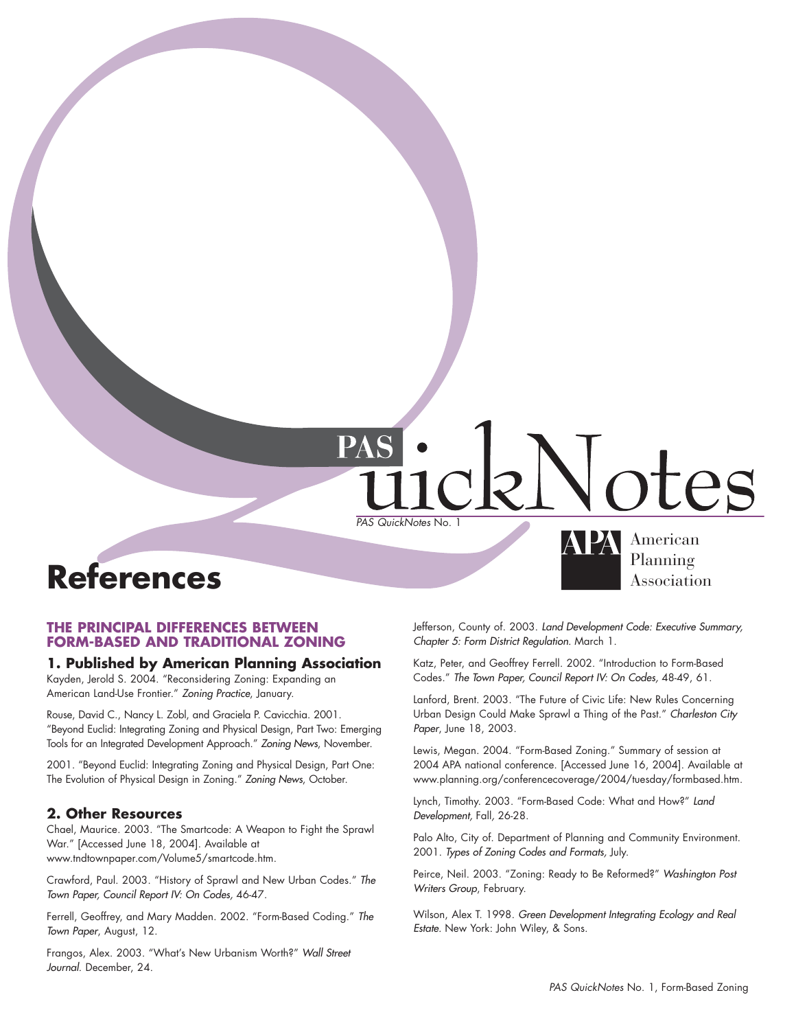# References

## THE PRINCIPAL DIFFERENCES BETWEEN FORM-BASED AND TRADITIONAL ZONING

### 1. Published by American Planning Association

Kayden, Jerold S. 2004. "Reconsidering Zoning: Expanding an American Land-Use Frontier." *Zoning Practice*, January.

Rouse, David C., Nancy L. Zobl, and Graciela P. Cavicchia. 2001. "Beyond Euclid: Integrating Zoning and Physical Design, Part Two: Emerging Tools for an Integrated Development Approach." *Zoning News*, November.

2001. "Beyond Euclid: Integrating Zoning and Physical Design, Part One: The Evolution of Physical Design in Zoning." *Zoning News*, October.

### 2. Other Resources

Chael, Maurice. 2003. "The Smartcode: A Weapon to Fight the Sprawl War." [Accessed June 18, 2004]. Available at www.tndtownpaper.com/Volume5/smartcode.htm.

Crawford, Paul. 2003. "History of Sprawl and New Urban Codes." *The Town Paper, Council Report IV: On Codes,* 46-47.

Ferrell, Geoffrey, and Mary Madden. 2002. "Form-Based Coding." *The Town Paper*, August, 12.

Frangos, Alex. 2003. "What's New Urbanism Worth?" *Wall Street Journal.* December, 24.

Jefferson, County of. 2003. *Land Development Code: Executive Summary, Chapter 5: Form District Regulation.* March 1.

Katz, Peter, and Geoffrey Ferrell. 2002. "Introduction to Form-Based Codes." *The Town Paper, Council Report IV: On Codes,* 48-49, 61.

Lanford, Brent. 2003. "The Future of Civic Life: New Rules Concerning Urban Design Could Make Sprawl a Thing of the Past." *Charleston City Paper*, June 18, 2003.

Lewis, Megan. 2004. "Form-Based Zoning." Summary of session at 2004 APA national conference. [Accessed June 16, 2004]. Available at www.planning.org/conferencecoverage/2004/tuesday/formbased.htm.

Lynch, Timothy. 2003. "Form-Based Code: What and How?" *Land Development,* Fall, 26-28.

Palo Alto, City of. Department of Planning and Community Environment. 2001. *Types of Zoning Codes and Formats,* July.

Peirce, Neil. 2003. "Zoning: Ready to Be Reformed?" *Washington Post Writers Group*, February.

Wilson, Alex T. 1998. *Green Development Integrating Ecology and Real Estate.* New York: John Wiley, & Sons.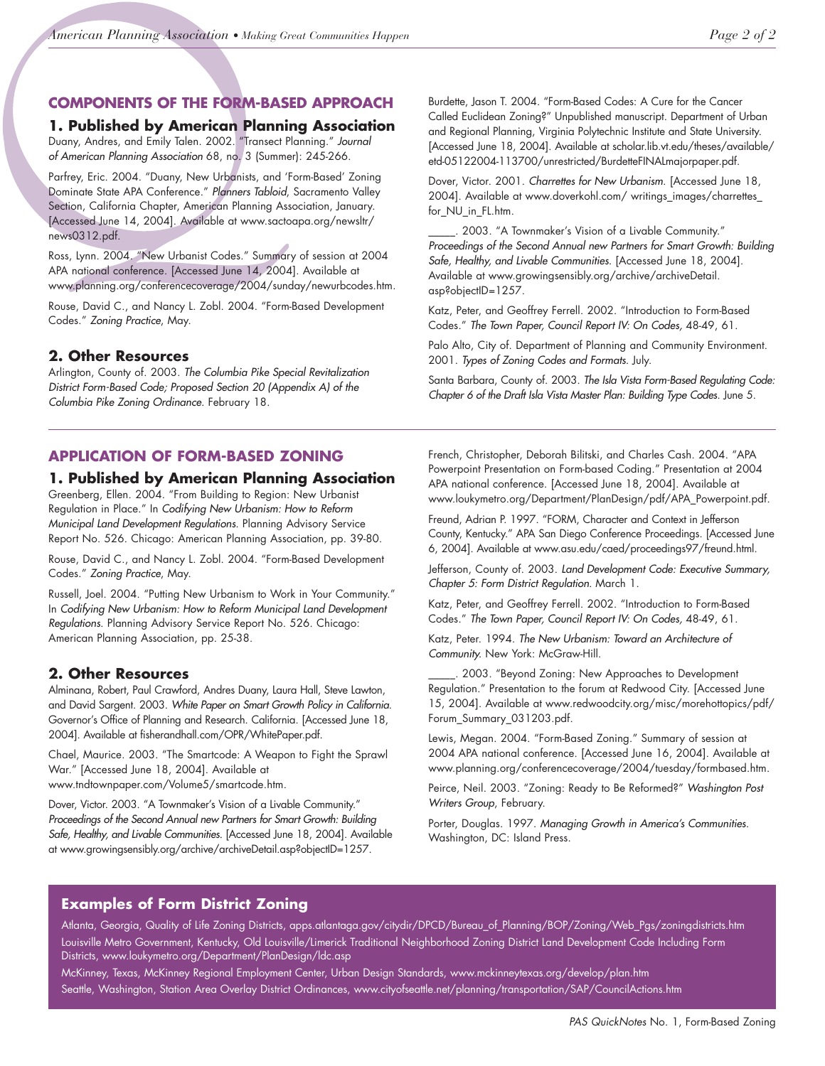## COMPONENTS OF THE FORM-BASED APPROACH

### 1. Published by American Planning Association

Duany, Andres, and Emily Talen. 2002. "Transect Planning." *Journal of American Planning Association* 68, no. 3 (Summer): 245-266.

Parfrey, Eric. 2004. "Duany, New Urbanists, and 'Form-Based' Zoning Dominate State APA Conference." *Planners Tabloid*, Sacramento Valley Section, California Chapter, American Planning Association, January. [Accessed June 14, 2004]. Available at www.sactoapa.org/newsltr/news0312.pdf.

Ross, Lynn. 2004. "New Urbanist Codes." Summary of session at 2004 APA national conference. [Accessed June 14, 2004]. Available at www.planning.org/conferencecoverage/2004/sunday/newurbcodes.htm.

Rouse, David C., and Nancy L. Zobl. 2004. "Form-Based Development Codes." *Zoning Practice*, May.

### 2. Other Resources

Arlington, County of. 2003. *The Columbia Pike Special Revitalization District Form-Based Code; Proposed Section 20 (Appendix A) of the Columbia Pike Zoning Ordinance.* February 18.

Burdette, Jason T. 2004. "Form-Based Codes: A Cure for the Cancer Called Euclidean Zoning?" Unpublished manuscript. Department of Urban and Regional Planning, Virginia Polytechnic Institute and State University. [Accessed June 18, 2004]. Available at scholar.lib.vt.edu/theses/available/etd-05122004-113700/unrestricted/BurdetteFINALmajorpaper.pdf.

Dover, Victor. 2001. *Charrettes for New Urbanism.* [Accessed June 18, 2004]. Available at www.doverkohl.com/ writings_images/charrettes_for_NU_in_FL.htm.

_____. 2003. "A Townmaker's Vision of a Livable Community." *Proceedings of the Second Annual new Partners for Smart Growth: Building Safe, Healthy, and Livable Communities.* [Accessed June 18, 2004]. Available at www.growingsensibly.org/archive/archiveDetail.asp?objectID=1257.

Katz, Peter, and Geoffrey Ferrell. 2002. "Introduction to Form-Based Codes." *The Town Paper, Council Report IV: On Codes,* 48-49, 61.

Palo Alto, City of. Department of Planning and Community Environment. 2001. *Types of Zoning Codes and Formats.* July.

Santa Barbara, County of. 2003. *The Isla Vista Form-Based Regulating Code: Chapter 6 of the Draft Isla Vista Master Plan: Building Type Codes.* June 5.

## APPLICATION OF FORM-BASED ZONING

### 1. Published by American Planning Association

Greenberg, Ellen. 2004. "From Building to Region: New Urbanist Regulation in Place." In *Codifying New Urbanism: How to Reform Municipal Land Development Regulations.* Planning Advisory Service Report No. 526. Chicago: American Planning Association, pp. 39-80.

Rouse, David C., and Nancy L. Zobl. 2004. "Form-Based Development Codes." *Zoning Practice*, May.

Russell, Joel. 2004. "Putting New Urbanism to Work in Your Community." In *Codifying New Urbanism: How to Reform Municipal Land Development Regulations.* Planning Advisory Service Report No. 526. Chicago: American Planning Association, pp. 25-38.

### 2. Other Resources

Alminana, Robert, Paul Crawford, Andres Duany, Laura Hall, Steve Lawton, and David Sargent. 2003. *White Paper on Smart Growth Policy in California.* Governor's Office of Planning and Research. California. [Accessed June 18, 2004]. Available at fisherandhall.com/OPR/WhitePaper.pdf.

Chael, Maurice. 2003. "The Smartcode: A Weapon to Fight the Sprawl War." [Accessed June 18, 2004]. Available at www.tndtownpaper.com/Volume5/smartcode.htm.

Dover, Victor. 2003. "A Townmaker's Vision of a Livable Community." *Proceedings of the Second Annual new Partners for Smart Growth: Building Safe, Healthy, and Livable Communities.* [Accessed June 18, 2004]. Available at www.growingsensibly.org/archive/archiveDetail.asp?objectID=1257.

French, Christopher, Deborah Bilitski, and Charles Cash. 2004. "APA Powerpoint Presentation on Form-based Coding." Presentation at 2004 APA national conference. [Accessed June 18, 2004]. Available at www.loukymetro.org/Department/PlanDesign/pdf/APA_Powerpoint.pdf.

Freund, Adrian P. 1997. "FORM, Character and Context in Jefferson County, Kentucky." APA San Diego Conference Proceedings. [Accessed June 6, 2004]. Available at www.asu.edu/caed/proceedings97/freund.html.

Jefferson, County of. 2003. *Land Development Code: Executive Summary, Chapter 5: Form District Regulation.* March 1.

Katz, Peter, and Geoffrey Ferrell. 2002. "Introduction to Form-Based Codes." *The Town Paper, Council Report IV: On Codes,* 48-49, 61.

Katz, Peter. 1994. *The New Urbanism: Toward an Architecture of Community.* New York: McGraw-Hill.

_____. 2003. "Beyond Zoning: New Approaches to Development Regulation." Presentation to the forum at Redwood City. [Accessed June 15, 2004]. Available at www.redwoodcity.org/misc/morehottopics/pdf/Forum_Summary_031203.pdf.

Lewis, Megan. 2004. "Form-Based Zoning." Summary of session at 2004 APA national conference. [Accessed June 16, 2004]. Available at www.planning.org/conferencecoverage/2004/tuesday/formbased.htm.

Peirce, Neil. 2003. "Zoning: Ready to Be Reformed?" *Washington Post Writers Group*, February.

Porter, Douglas. 1997. *Managing Growth in America's Communities.* Washington, DC: Island Press.

### Examples of Form District Zoning

Atlanta, Georgia, Quality of Life Zoning Districts, apps.atlantaga.gov/citydir/DPCD/Bureau_of_Planning/BOP/Zoning/Web_Pgs/zoningdistricts.htm

Louisville Metro Government, Kentucky, Old Louisville/Limerick Traditional Neighborhood Zoning District Land Development Code Including Form Districts, www.loukymetro.org/Department/PlanDesign/ldc.asp

McKinney, Texas, McKinney Regional Employment Center, Urban Design Standards, www.mckinneytexas.org/develop/plan.htm

Seattle, Washington, Station Area Overlay District Ordinances, www.cityofseattle.net/planning/transportation/SAP/CouncilActions.htm